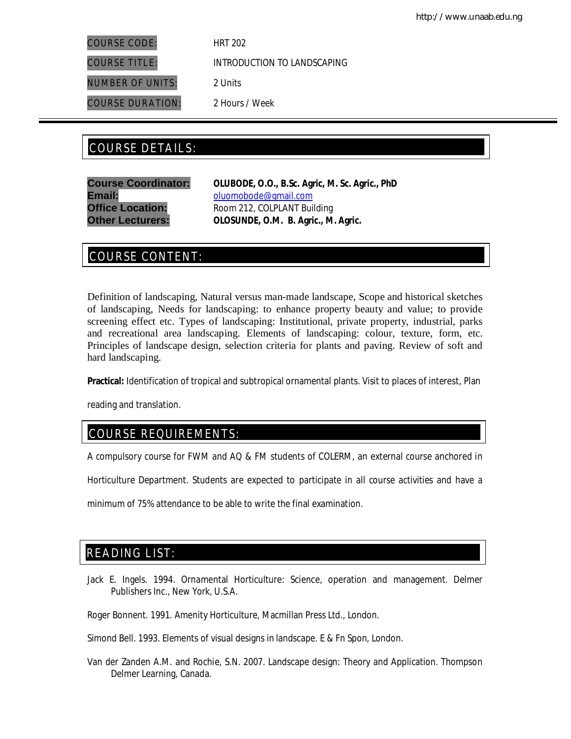| | |
|---|---|
| COURSE CODE: | HRT 202 |
| COURSE TITLE: | INTRODUCTION TO LANDSCAPING |
| NUMBER OF UNITS: | 2 Units |
| COURSE DURATION: | 2 Hours / Week |

## COURSE DETAILS:

**Course Coordinator:** **OLUBODE, O.O., B.Sc. Agric, M. Sc. Agric., PhD**
**Email:** oluomobode@gmail.com
**Office Location:** Room 212, COLPLANT Building
**Other Lecturers:** **OLOSUNDE, O.M. B. Agric., M. Agric.**

## COURSE CONTENT:

Definition of landscaping, Natural versus man-made landscape, Scope and historical sketches of landscaping, Needs for landscaping: to enhance property beauty and value; to provide screening effect etc. Types of landscaping: Institutional, private property, industrial, parks and recreational area landscaping. Elements of landscaping: colour, texture, form, etc. Principles of landscape design, selection criteria for plants and paving. Review of soft and hard landscaping.

**Practical:** Identification of tropical and subtropical ornamental plants. Visit to places of interest, Plan reading and translation.

## COURSE REQUIREMENTS:

A compulsory course for FWM and AQ & FM students of COLERM, an external course anchored in Horticulture Department. Students are expected to participate in all course activities and have a minimum of 75% attendance to be able to write the final examination.

## READING LIST:

Jack E. Ingels. 1994. Ornamental Horticulture: Science, operation and management. Delmer Publishers Inc., New York, U.S.A.

Roger Bonnent. 1991. Amenity Horticulture, Macmillan Press Ltd., London.

Simond Bell. 1993. Elements of visual designs in landscape. E & Fn Spon, London.

Van der Zanden A.M. and Rochie, S.N. 2007. Landscape design: Theory and Application. Thompson Delmer Learning, Canada.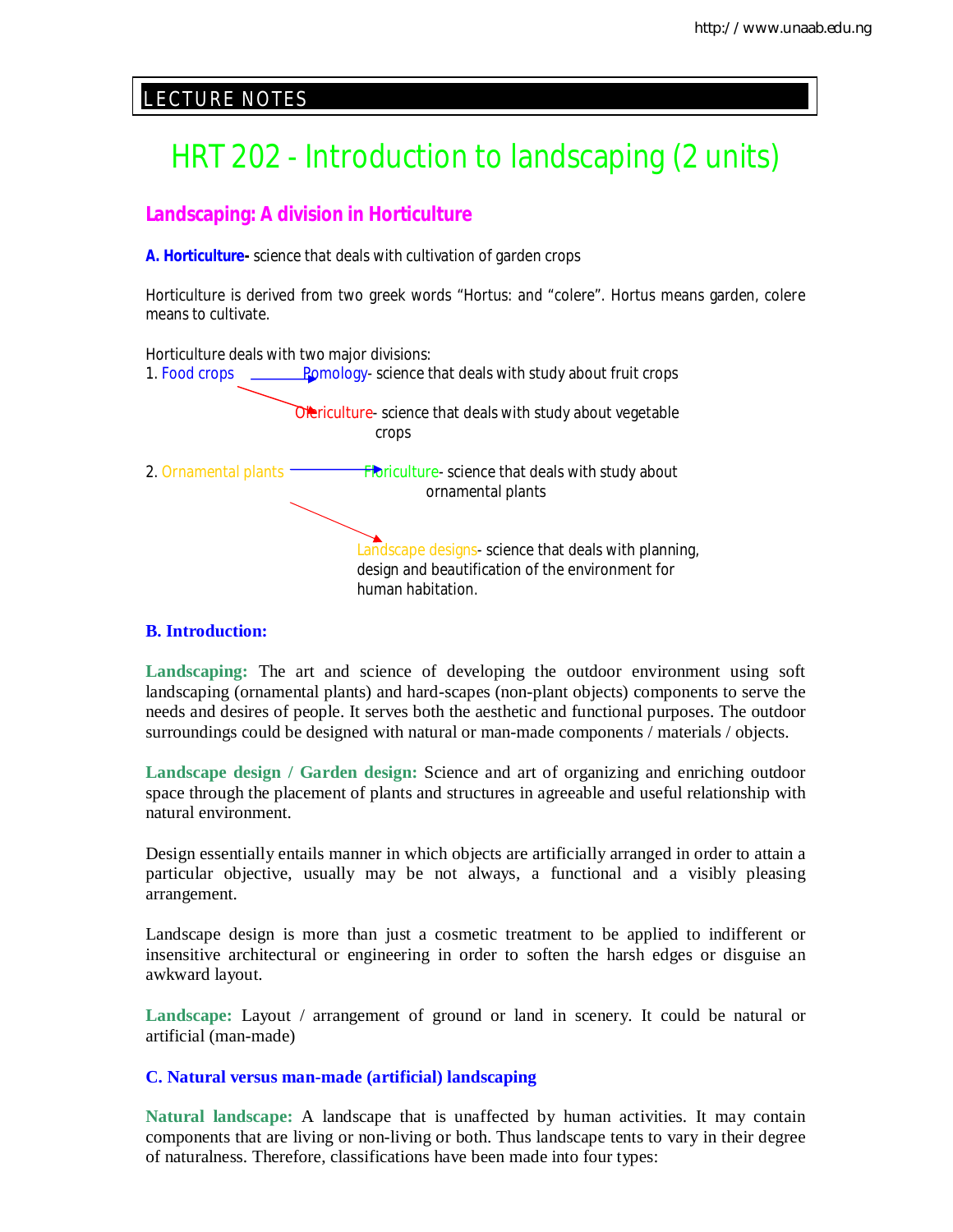LECTURE NOTES

# HRT 202 - Introduction to landscaping (2 units)

## Landscaping: A division in Horticulture

**A. Horticulture-** science that deals with cultivation of garden crops

Horticulture is derived from two greek words "Hortus: and "colere". Hortus means garden, colere means to cultivate.

Horticulture deals with two major divisions:

1. Food crops
   - → Pomology- science that deals with study about fruit crops
   - → Olericulture- science that deals with study about vegetable crops
2. Ornamental plants
   - → Floriculture- science that deals with study about ornamental plants
   - → Landscape designs- science that deals with planning, design and beautification of the environment for human habitation.

### B. Introduction:

**Landscaping:** The art and science of developing the outdoor environment using soft landscaping (ornamental plants) and hard-scapes (non-plant objects) components to serve the needs and desires of people. It serves both the aesthetic and functional purposes. The outdoor surroundings could be designed with natural or man-made components / materials / objects.

**Landscape design / Garden design:** Science and art of organizing and enriching outdoor space through the placement of plants and structures in agreeable and useful relationship with natural environment.

Design essentially entails manner in which objects are artificially arranged in order to attain a particular objective, usually may be not always, a functional and a visibly pleasing arrangement.

Landscape design is more than just a cosmetic treatment to be applied to indifferent or insensitive architectural or engineering in order to soften the harsh edges or disguise an awkward layout.

**Landscape:** Layout / arrangement of ground or land in scenery. It could be natural or artificial (man-made)

### C. Natural versus man-made (artificial) landscaping

**Natural landscape:** A landscape that is unaffected by human activities. It may contain components that are living or non-living or both. Thus landscape tents to vary in their degree of naturalness. Therefore, classifications have been made into four types: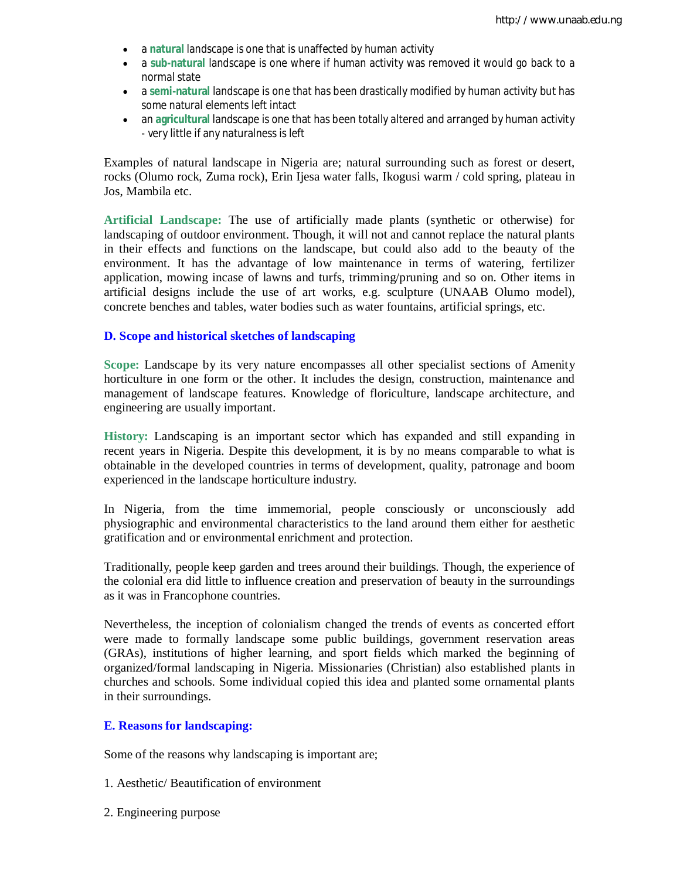- a **natural** landscape is one that is unaffected by human activity
- a **sub-natural** landscape is one where if human activity was removed it would go back to a normal state
- a **semi-natural** landscape is one that has been drastically modified by human activity but has some natural elements left intact
- an **agricultural** landscape is one that has been totally altered and arranged by human activity - very little if any naturalness is left

Examples of natural landscape in Nigeria are; natural surrounding such as forest or desert, rocks (Olumo rock, Zuma rock), Erin Ijesa water falls, Ikogusi warm / cold spring, plateau in Jos, Mambila etc.

**Artificial Landscape:** The use of artificially made plants (synthetic or otherwise) for landscaping of outdoor environment. Though, it will not and cannot replace the natural plants in their effects and functions on the landscape, but could also add to the beauty of the environment. It has the advantage of low maintenance in terms of watering, fertilizer application, mowing incase of lawns and turfs, trimming/pruning and so on. Other items in artificial designs include the use of art works, e.g. sculpture (UNAAB Olumo model), concrete benches and tables, water bodies such as water fountains, artificial springs, etc.

### D. Scope and historical sketches of landscaping

**Scope:** Landscape by its very nature encompasses all other specialist sections of Amenity horticulture in one form or the other. It includes the design, construction, maintenance and management of landscape features. Knowledge of floriculture, landscape architecture, and engineering are usually important.

**History:** Landscaping is an important sector which has expanded and still expanding in recent years in Nigeria. Despite this development, it is by no means comparable to what is obtainable in the developed countries in terms of development, quality, patronage and boom experienced in the landscape horticulture industry.

In Nigeria, from the time immemorial, people consciously or unconsciously add physiographic and environmental characteristics to the land around them either for aesthetic gratification and or environmental enrichment and protection.

Traditionally, people keep garden and trees around their buildings. Though, the experience of the colonial era did little to influence creation and preservation of beauty in the surroundings as it was in Francophone countries.

Nevertheless, the inception of colonialism changed the trends of events as concerted effort were made to formally landscape some public buildings, government reservation areas (GRAs), institutions of higher learning, and sport fields which marked the beginning of organized/formal landscaping in Nigeria. Missionaries (Christian) also established plants in churches and schools. Some individual copied this idea and planted some ornamental plants in their surroundings.

### E. Reasons for landscaping:

Some of the reasons why landscaping is important are;

1. Aesthetic/ Beautification of environment

2. Engineering purpose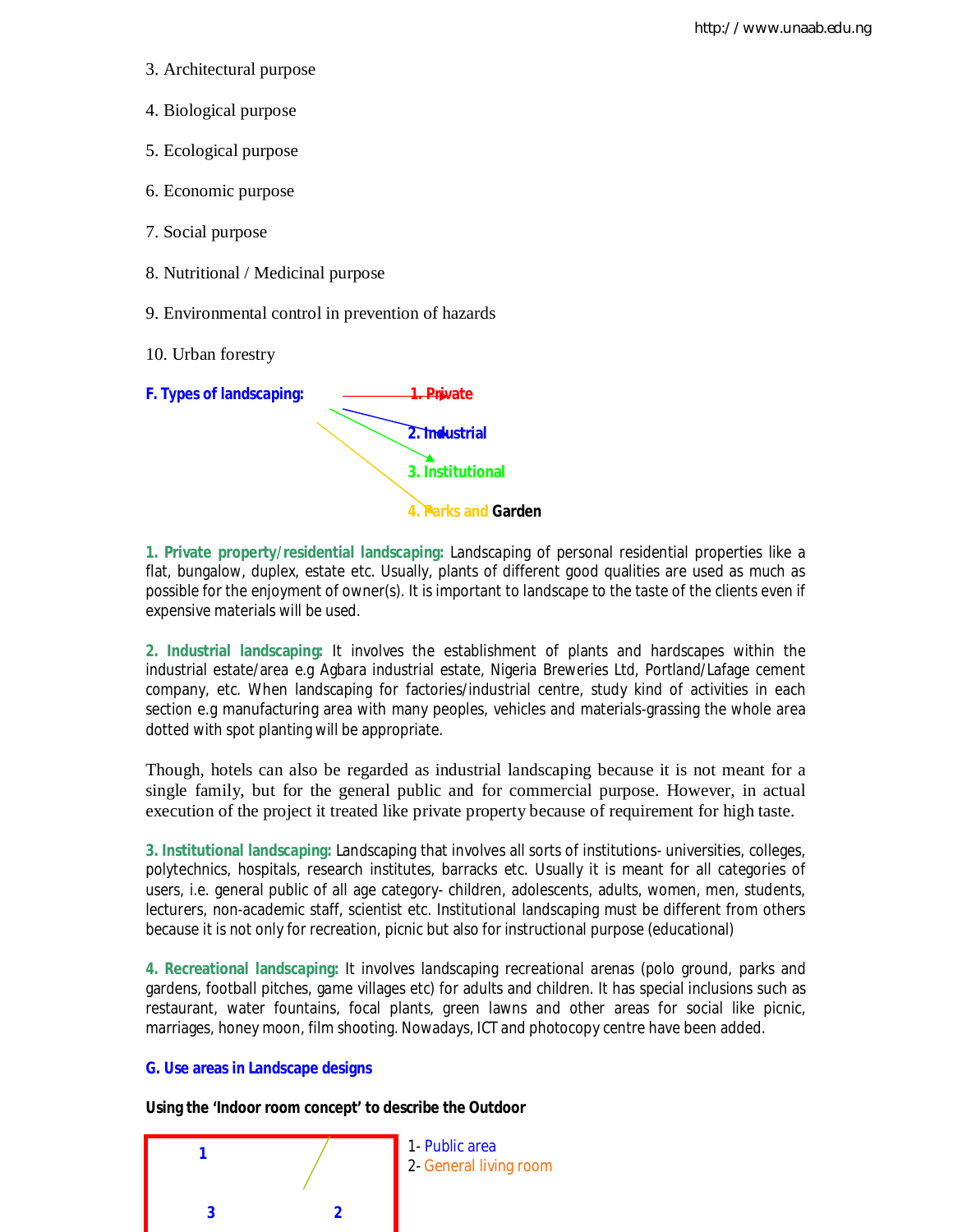3. Architectural purpose

4. Biological purpose

5. Ecological purpose

6. Economic purpose

7. Social purpose

8. Nutritional / Medicinal purpose

9. Environmental control in prevention of hazards

10. Urban forestry

**F. Types of landscaping:**

- **1. Private**
- **2. Industrial**
- **3. Institutional**
- **4. Parks and Garden**

**1. Private property/residential landscaping:** Landscaping of personal residential properties like a flat, bungalow, duplex, estate etc. Usually, plants of different good qualities are used as much as possible for the enjoyment of owner(s). It is important to landscape to the taste of the clients even if expensive materials will be used.

**2. Industrial landscaping:** It involves the establishment of plants and hardscapes within the industrial estate/area e.g Agbara industrial estate, Nigeria Breweries Ltd, Portland/Lafage cement company, etc. When landscaping for factories/industrial centre, study kind of activities in each section e.g manufacturing area with many peoples, vehicles and materials-grassing the whole area dotted with spot planting will be appropriate.

Though, hotels can also be regarded as industrial landscaping because it is not meant for a single family, but for the general public and for commercial purpose. However, in actual execution of the project it treated like private property because of requirement for high taste.

**3. Institutional landscaping:** Landscaping that involves all sorts of institutions- universities, colleges, polytechnics, hospitals, research institutes, barracks etc. Usually it is meant for all categories of users, i.e. general public of all age category- children, adolescents, adults, women, men, students, lecturers, non-academic staff, scientist etc. Institutional landscaping must be different from others because it is not only for recreation, picnic but also for instructional purpose (educational)

**4. Recreational landscaping:** It involves landscaping recreational arenas (polo ground, parks and gardens, football pitches, game villages etc) for adults and children. It has special inclusions such as restaurant, water fountains, focal plants, green lawns and other areas for social like picnic, marriages, honey moon, film shooting. Nowadays, ICT and photocopy centre have been added.

**G. Use areas in Landscape designs**

**Using the 'Indoor room concept' to describe the Outdoor**

1 &nbsp;&nbsp; 3 &nbsp;&nbsp; 2

1- Public area
2- General living room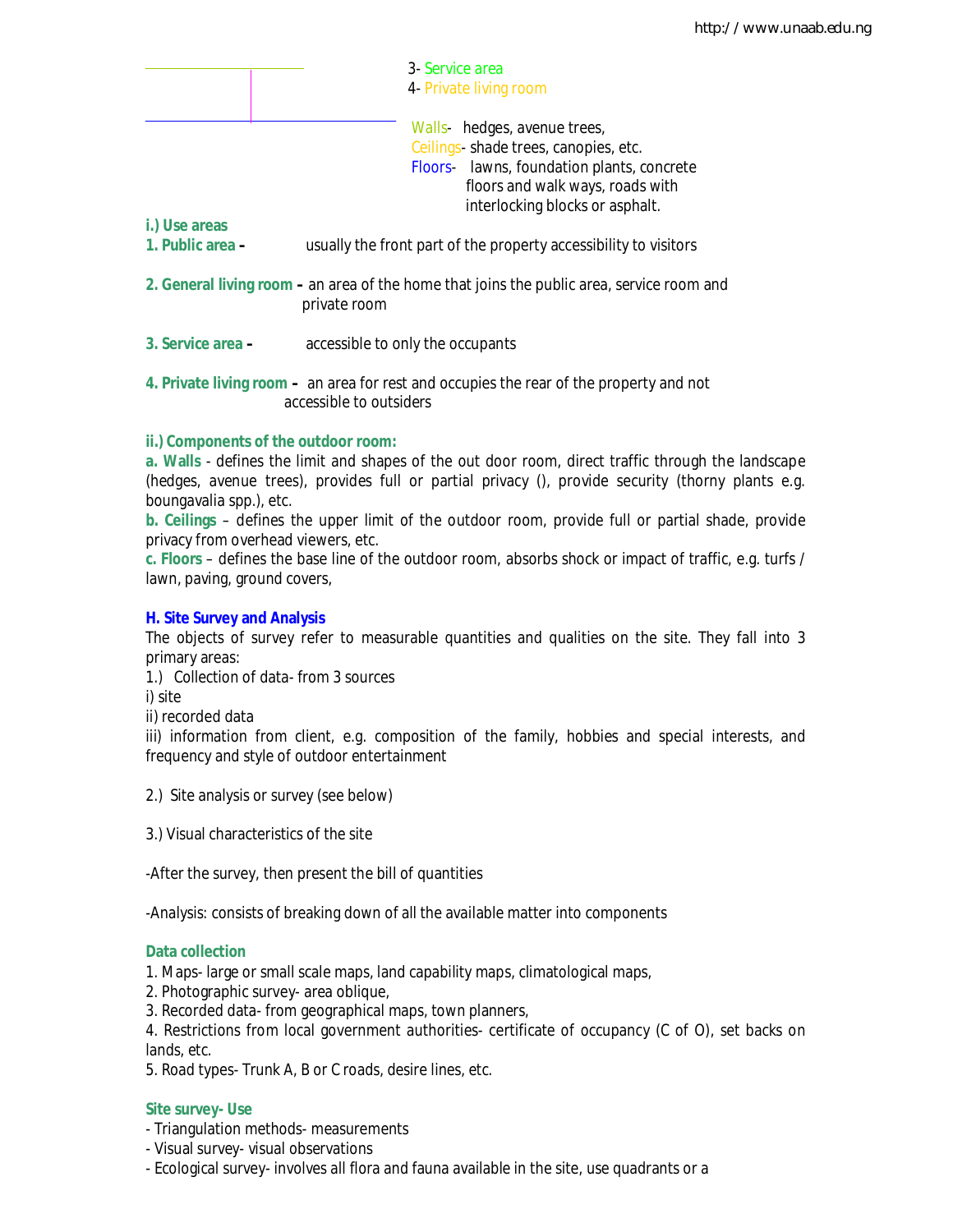3- Service area
4- Private living room

Walls- hedges, avenue trees,
Ceilings- shade trees, canopies, etc.
Floors- lawns, foundation plants, concrete floors and walk ways, roads with interlocking blocks or asphalt.

**i.) Use areas**

**1. Public area –** usually the front part of the property accessibility to visitors

**2. General living room –** an area of the home that joins the public area, service room and private room

**3. Service area –** accessible to only the occupants

**4. Private living room –** an area for rest and occupies the rear of the property and not accessible to outsiders

**ii.) Components of the outdoor room:**

**a. Walls** - defines the limit and shapes of the out door room, direct traffic through the landscape (hedges, avenue trees), provides full or partial privacy (), provide security (thorny plants e.g. boungavalia spp.), etc.

**b. Ceilings** – defines the upper limit of the outdoor room, provide full or partial shade, provide privacy from overhead viewers, etc.

**c. Floors** – defines the base line of the outdoor room, absorbs shock or impact of traffic, e.g. turfs / lawn, paving, ground covers,

## H. Site Survey and Analysis

The objects of survey refer to measurable quantities and qualities on the site. They fall into 3 primary areas:

1.) Collection of data- from 3 sources
i) site
ii) recorded data
iii) information from client, e.g. composition of the family, hobbies and special interests, and frequency and style of outdoor entertainment

2.) Site analysis or survey (see below)

3.) Visual characteristics of the site

-After the survey, then present the bill of quantities

-Analysis: consists of breaking down of all the available matter into components

**Data collection**

1. Maps- large or small scale maps, land capability maps, climatological maps,
2. Photographic survey- area oblique,
3. Recorded data- from geographical maps, town planners,
4. Restrictions from local government authorities- certificate of occupancy (C of O), set backs on lands, etc.
5. Road types- Trunk A, B or C roads, desire lines, etc.

**Site survey- Use**

- Triangulation methods- measurements
- Visual survey- visual observations
- Ecological survey- involves all flora and fauna available in the site, use quadrants or a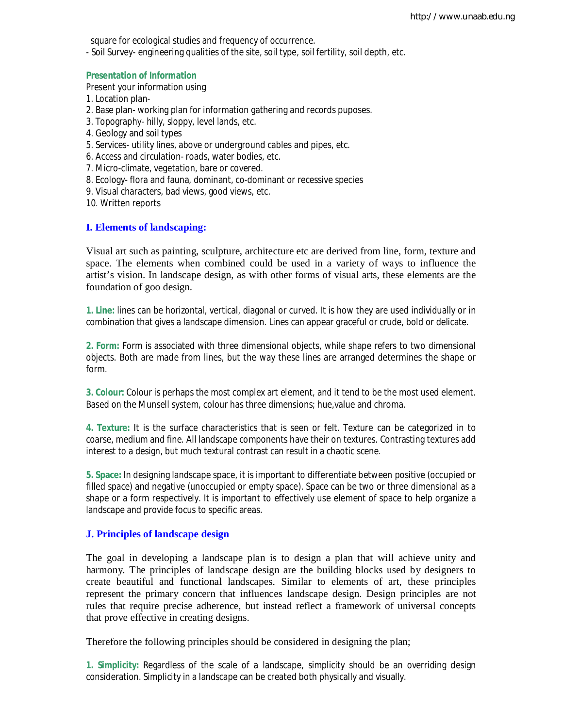square for ecological studies and frequency of occurrence.
- Soil Survey- engineering qualities of the site, soil type, soil fertility, soil depth, etc.

**Presentation of Information**

Present your information using

1. Location plan-
2. Base plan- working plan for information gathering and records puposes.
3. Topography- hilly, sloppy, level lands, etc.
4. Geology and soil types
5. Services- utility lines, above or underground cables and pipes, etc.
6. Access and circulation- roads, water bodies, etc.
7. Micro-climate, vegetation, bare or covered.
8. Ecology- flora and fauna, dominant, co-dominant or recessive species
9. Visual characters, bad views, good views, etc.
10. Written reports

## I. Elements of landscaping:

Visual art such as painting, sculpture, architecture etc are derived from line, form, texture and space. The elements when combined could be used in a variety of ways to influence the artist's vision. In landscape design, as with other forms of visual arts, these elements are the foundation of goo design.

**1. Line:** lines can be horizontal, vertical, diagonal or curved. It is how they are used individually or in combination that gives a landscape dimension. Lines can appear graceful or crude, bold or delicate.

**2. Form:** Form is associated with three dimensional objects, while shape refers to two dimensional objects. Both are made from lines, but the way these lines are arranged determines the shape or form.

**3. Colour:** Colour is perhaps the most complex art element, and it tend to be the most used element. Based on the Munsell system, colour has three dimensions; hue,value and chroma.

**4. Texture:** It is the surface characteristics that is seen or felt. Texture can be categorized in to coarse, medium and fine. All landscape components have their on textures. Contrasting textures add interest to a design, but much textural contrast can result in a chaotic scene.

**5. Space:** In designing landscape space, it is important to differentiate between positive (occupied or filled space) and negative (unoccupied or empty space). Space can be two or three dimensional as a shape or a form respectively. It is important to effectively use element of space to help organize a landscape and provide focus to specific areas.

## J. Principles of landscape design

The goal in developing a landscape plan is to design a plan that will achieve unity and harmony. The principles of landscape design are the building blocks used by designers to create beautiful and functional landscapes. Similar to elements of art, these principles represent the primary concern that influences landscape design. Design principles are not rules that require precise adherence, but instead reflect a framework of universal concepts that prove effective in creating designs.

Therefore the following principles should be considered in designing the plan;

**1. Simplicity:** Regardless of the scale of a landscape, simplicity should be an overriding design consideration. Simplicity in a landscape can be created both physically and visually.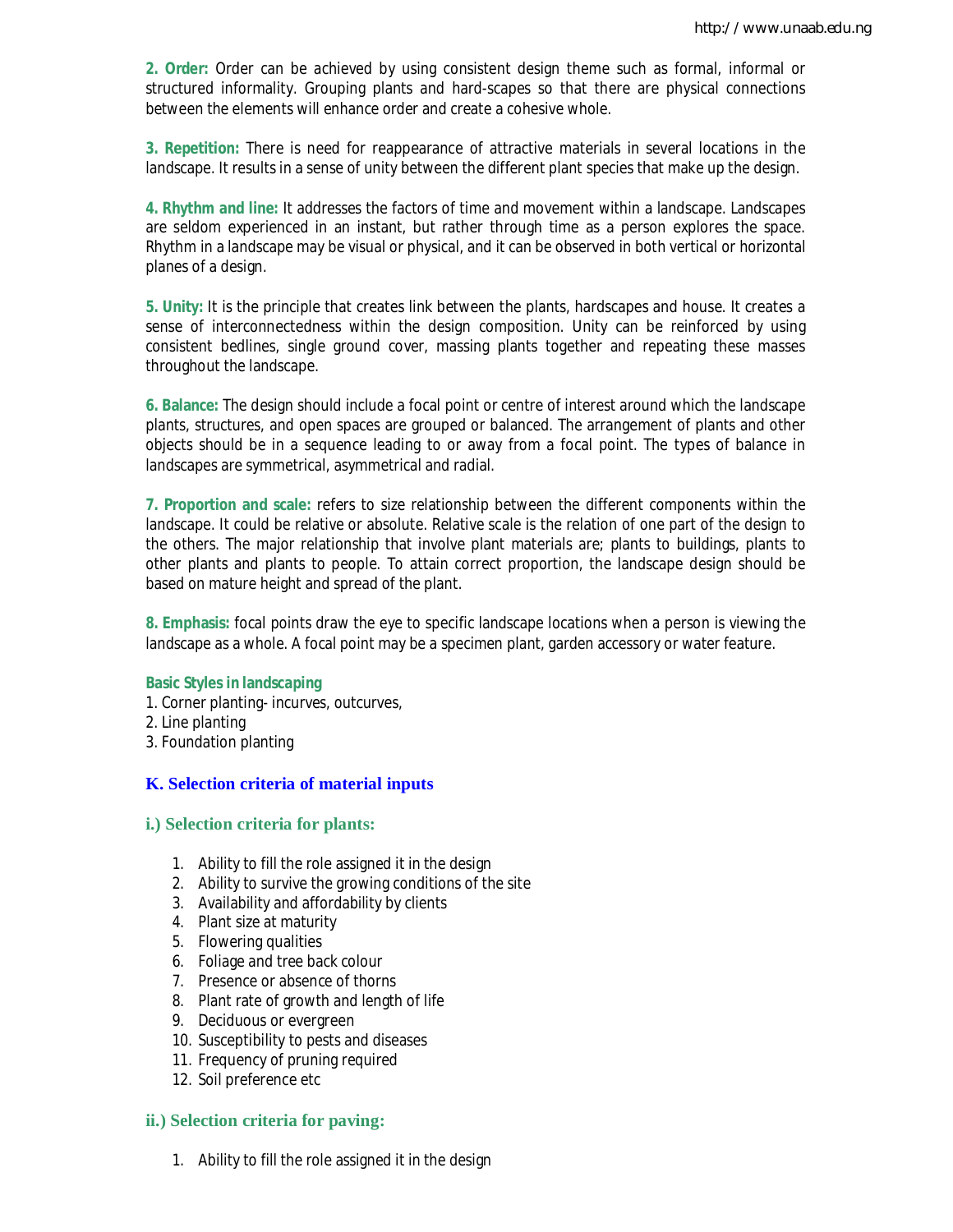**2. Order:** Order can be achieved by using consistent design theme such as formal, informal or structured informality. Grouping plants and hard-scapes so that there are physical connections between the elements will enhance order and create a cohesive whole.

**3. Repetition:** There is need for reappearance of attractive materials in several locations in the landscape. It results in a sense of unity between the different plant species that make up the design.

**4. Rhythm and line:** It addresses the factors of time and movement within a landscape. Landscapes are seldom experienced in an instant, but rather through time as a person explores the space. Rhythm in a landscape may be visual or physical, and it can be observed in both vertical or horizontal planes of a design.

**5. Unity:** It is the principle that creates link between the plants, hardscapes and house. It creates a sense of interconnectedness within the design composition. Unity can be reinforced by using consistent bedlines, single ground cover, massing plants together and repeating these masses throughout the landscape.

**6. Balance:** The design should include a focal point or centre of interest around which the landscape plants, structures, and open spaces are grouped or balanced. The arrangement of plants and other objects should be in a sequence leading to or away from a focal point. The types of balance in landscapes are symmetrical, asymmetrical and radial.

**7. Proportion and scale:** refers to size relationship between the different components within the landscape. It could be relative or absolute. Relative scale is the relation of one part of the design to the others. The major relationship that involve plant materials are; plants to buildings, plants to other plants and plants to people. To attain correct proportion, the landscape design should be based on mature height and spread of the plant.

**8. Emphasis:** focal points draw the eye to specific landscape locations when a person is viewing the landscape as a whole. A focal point may be a specimen plant, garden accessory or water feature.

**Basic Styles in landscaping**

1. Corner planting- incurves, outcurves,
2. Line planting
3. Foundation planting

## K. Selection criteria of material inputs

### i.) Selection criteria for plants:

1. Ability to fill the role assigned it in the design
2. Ability to survive the growing conditions of the site
3. Availability and affordability by clients
4. Plant size at maturity
5. Flowering qualities
6. Foliage and tree back colour
7. Presence or absence of thorns
8. Plant rate of growth and length of life
9. Deciduous or evergreen
10. Susceptibility to pests and diseases
11. Frequency of pruning required
12. Soil preference etc

### ii.) Selection criteria for paving:

1. Ability to fill the role assigned it in the design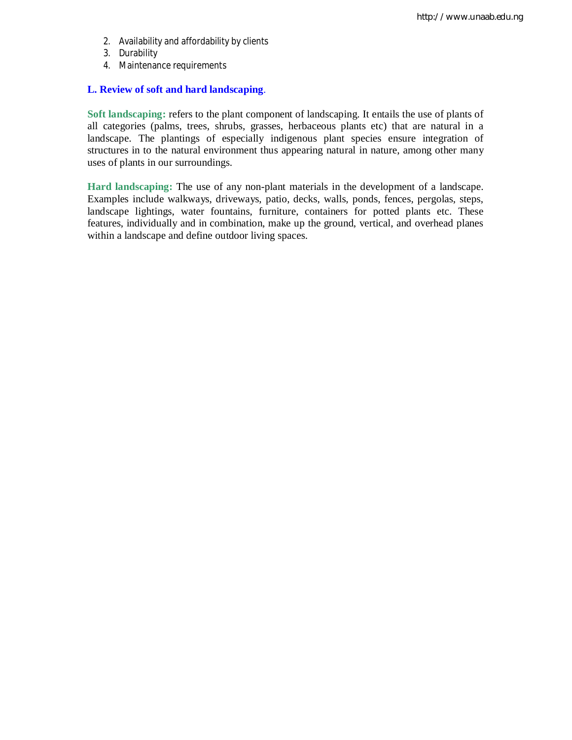2. Availability and affordability by clients
3. Durability
4. Maintenance requirements

**L. Review of soft and hard landscaping**.

**Soft landscaping:** refers to the plant component of landscaping. It entails the use of plants of all categories (palms, trees, shrubs, grasses, herbaceous plants etc) that are natural in a landscape. The plantings of especially indigenous plant species ensure integration of structures in to the natural environment thus appearing natural in nature, among other many uses of plants in our surroundings.

**Hard landscaping:** The use of any non-plant materials in the development of a landscape. Examples include walkways, driveways, patio, decks, walls, ponds, fences, pergolas, steps, landscape lightings, water fountains, furniture, containers for potted plants etc. These features, individually and in combination, make up the ground, vertical, and overhead planes within a landscape and define outdoor living spaces.